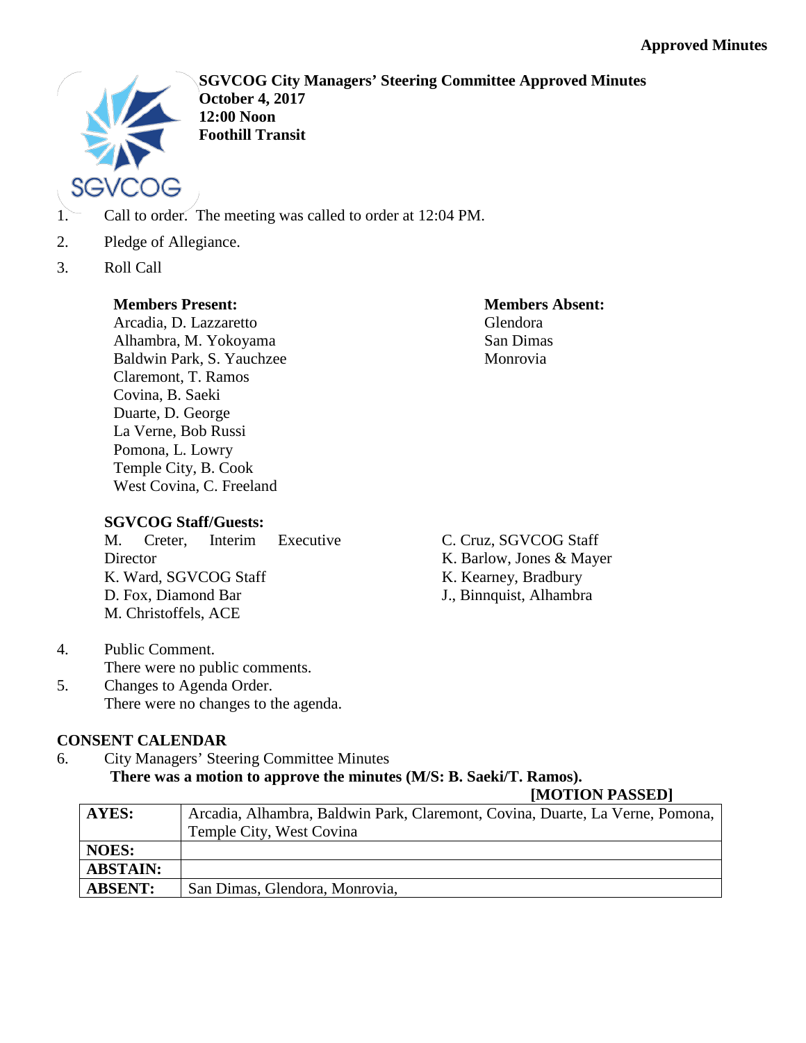**Approved Minutes**

**SGVCOG City Managers' Steering Committee Approved Minutes**
**October 4, 2017**
**12:00 Noon**
**Foothill Transit**

1. Call to order. The meeting was called to order at 12:04 PM.
2. Pledge of Allegiance.
3. Roll Call

**Members Present:**
Arcadia, D. Lazzaretto
Alhambra, M. Yokoyama
Baldwin Park, S. Yauchzee
Claremont, T. Ramos
Covina, B. Saeki
Duarte, D. George
La Verne, Bob Russi
Pomona, L. Lowry
Temple City, B. Cook
West Covina, C. Freeland

**Members Absent:**
Glendora
San Dimas
Monrovia

**SGVCOG Staff/Guests:**
M. Creter, Interim Executive Director
K. Ward, SGVCOG Staff
D. Fox, Diamond Bar
M. Christoffels, ACE
C. Cruz, SGVCOG Staff
K. Barlow, Jones & Mayer
K. Kearney, Bradbury
J., Binnquist, Alhambra

4. Public Comment.
   There were no public comments.
5. Changes to Agenda Order.
   There were no changes to the agenda.

**CONSENT CALENDAR**

6. City Managers' Steering Committee Minutes
   **There was a motion to approve the minutes (M/S: B. Saeki/T. Ramos).**

**[MOTION PASSED]**

| **AYES:** | Arcadia, Alhambra, Baldwin Park, Claremont, Covina, Duarte, La Verne, Pomona, Temple City, West Covina |
|---|---|
| **NOES:** | |
| **ABSTAIN:** | |
| **ABSENT:** | San Dimas, Glendora, Monrovia, |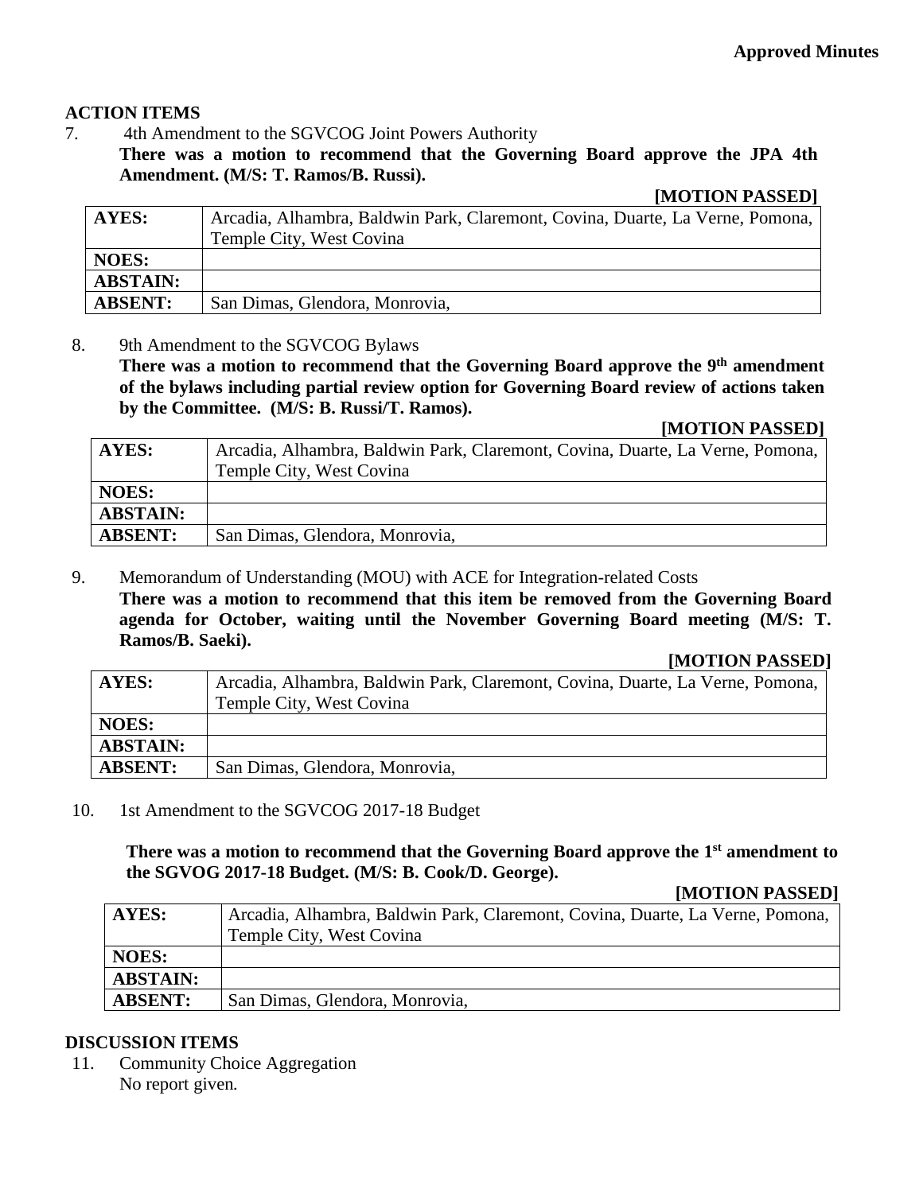**Approved Minutes**

## ACTION ITEMS

7. 4th Amendment to the SGVCOG Joint Powers Authority

   **There was a motion to recommend that the Governing Board approve the JPA 4th Amendment. (M/S: T. Ramos/B. Russi).**

   **[MOTION PASSED]**

| **AYES:** | Arcadia, Alhambra, Baldwin Park, Claremont, Covina, Duarte, La Verne, Pomona, Temple City, West Covina |
|---|---|
| **NOES:** | |
| **ABSTAIN:** | |
| **ABSENT:** | San Dimas, Glendora, Monrovia, |

8. 9th Amendment to the SGVCOG Bylaws

   **There was a motion to recommend that the Governing Board approve the 9th amendment of the bylaws including partial review option for Governing Board review of actions taken by the Committee. (M/S: B. Russi/T. Ramos).**

   **[MOTION PASSED]**

| **AYES:** | Arcadia, Alhambra, Baldwin Park, Claremont, Covina, Duarte, La Verne, Pomona, Temple City, West Covina |
|---|---|
| **NOES:** | |
| **ABSTAIN:** | |
| **ABSENT:** | San Dimas, Glendora, Monrovia, |

9. Memorandum of Understanding (MOU) with ACE for Integration-related Costs

   **There was a motion to recommend that this item be removed from the Governing Board agenda for October, waiting until the November Governing Board meeting (M/S: T. Ramos/B. Saeki).**

   **[MOTION PASSED]**

| **AYES:** | Arcadia, Alhambra, Baldwin Park, Claremont, Covina, Duarte, La Verne, Pomona, Temple City, West Covina |
|---|---|
| **NOES:** | |
| **ABSTAIN:** | |
| **ABSENT:** | San Dimas, Glendora, Monrovia, |

10. 1st Amendment to the SGVCOG 2017-18 Budget

    **There was a motion to recommend that the Governing Board approve the 1st amendment to the SGVOG 2017-18 Budget. (M/S: B. Cook/D. George).**

    **[MOTION PASSED]**

| **AYES:** | Arcadia, Alhambra, Baldwin Park, Claremont, Covina, Duarte, La Verne, Pomona, Temple City, West Covina |
|---|---|
| **NOES:** | |
| **ABSTAIN:** | |
| **ABSENT:** | San Dimas, Glendora, Monrovia, |

## DISCUSSION ITEMS

11. Community Choice Aggregation

    No report given.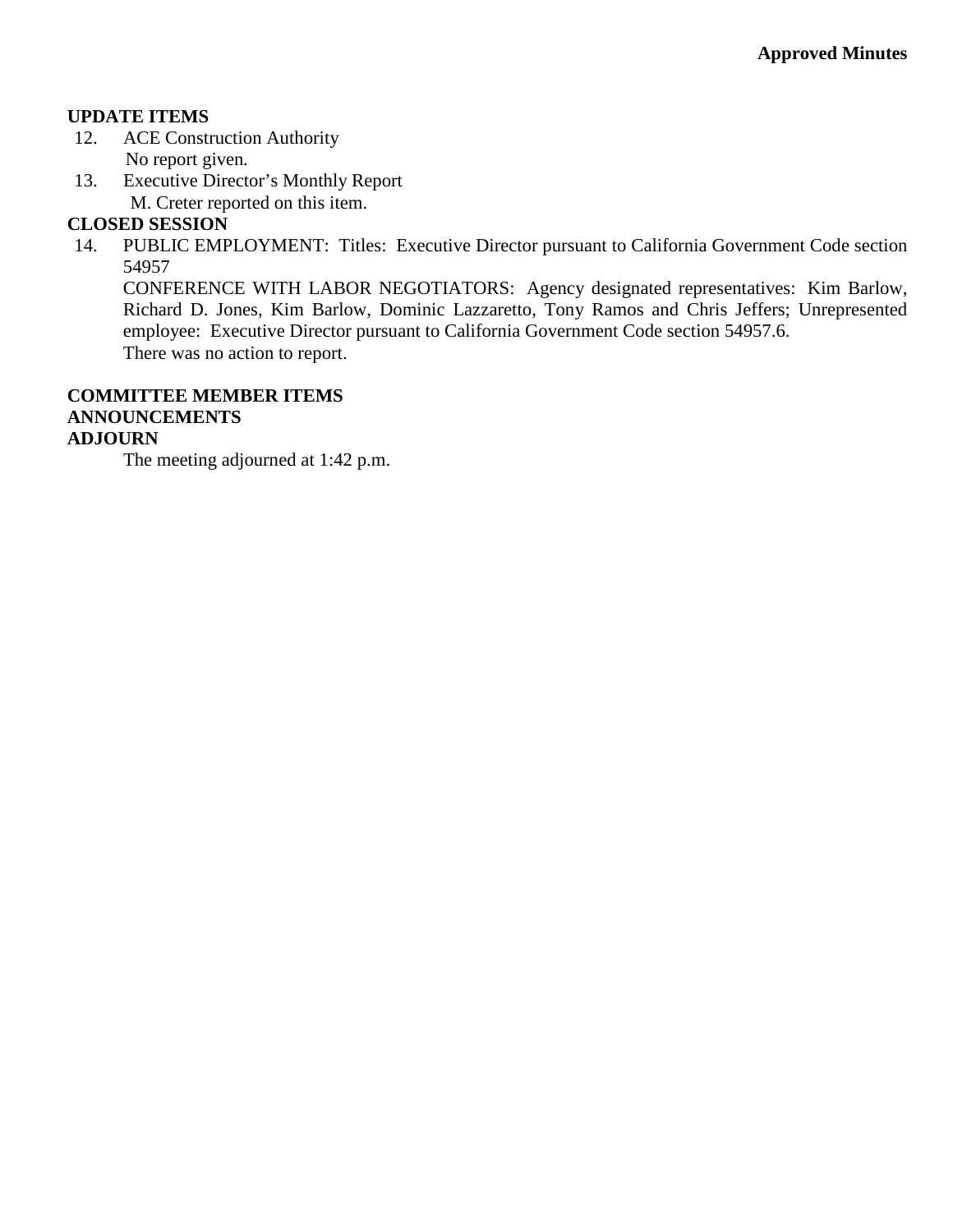**UPDATE ITEMS**

12. ACE Construction Authority

    No report given.

13. Executive Director's Monthly Report

    M. Creter reported on this item.

**CLOSED SESSION**

14. PUBLIC EMPLOYMENT: Titles: Executive Director pursuant to California Government Code section 54957

    CONFERENCE WITH LABOR NEGOTIATORS: Agency designated representatives: Kim Barlow, Richard D. Jones, Kim Barlow, Dominic Lazzaretto, Tony Ramos and Chris Jeffers; Unrepresented employee: Executive Director pursuant to California Government Code section 54957.6.

    There was no action to report.

**COMMITTEE MEMBER ITEMS**

**ANNOUNCEMENTS**

**ADJOURN**

The meeting adjourned at 1:42 p.m.